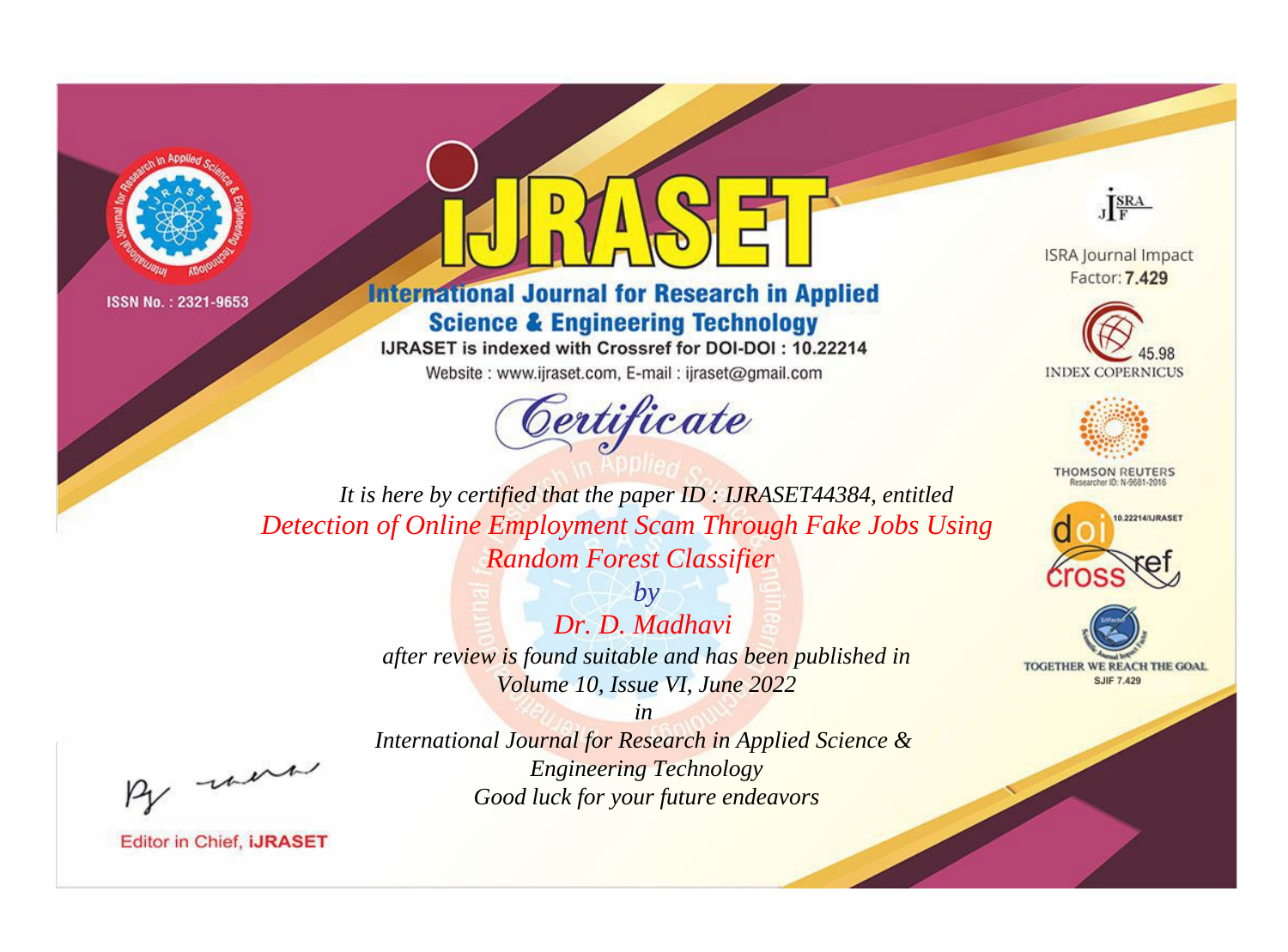ISSN No. : 2321-9653

# iJRASET

## International Journal for Research in Applied Science & Engineering Technology

IJRASET is indexed with Crossref for DOI-DOI : 10.22214

Website : www.ijraset.com, E-mail : ijraset@gmail.com

ISRA Journal Impact Factor: **7.429**

45.98 INDEX COPERNICUS

THOMSON REUTERS Researcher ID: N-9681-2016

10.22214/IJRASET

TOGETHER WE REACH THE GOAL SJIF 7.429

*Certificate*

*It is here by certified that the paper ID : IJRASET44384, entitled*

*Detection of Online Employment Scam Through Fake Jobs Using Random Forest Classifier*

*by*

*Dr. D. Madhavi*

*after review is found suitable and has been published in*

*Volume 10, Issue VI, June 2022*

*in*

*International Journal for Research in Applied Science & Engineering Technology*

*Good luck for your future endeavors*

Editor in Chief, **iJRASET**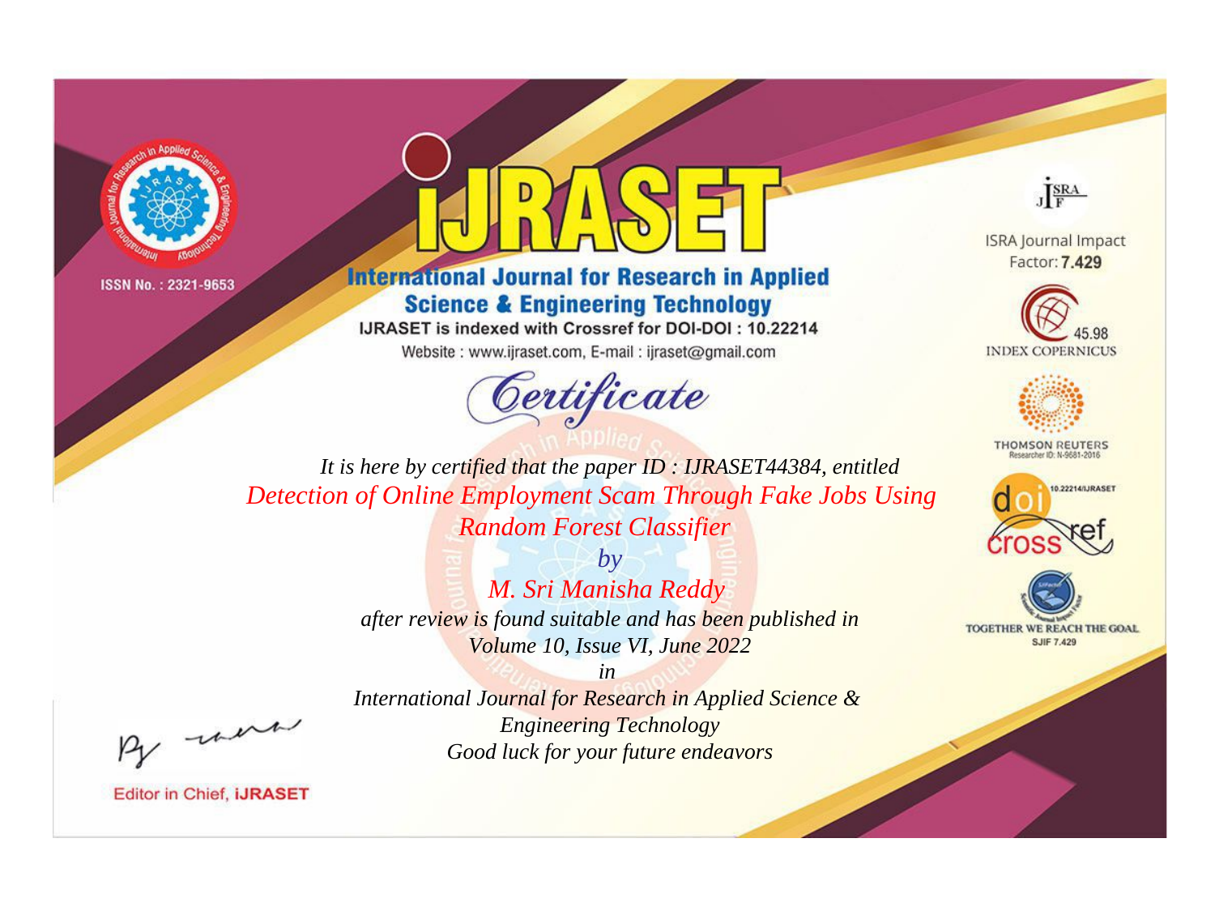ISSN No. : 2321-9653

# iJRASET

## International Journal for Research in Applied Science & Engineering Technology

IJRASET is indexed with Crossref for DOI-DOI : 10.22214

Website : www.ijraset.com, E-mail : ijraset@gmail.com

*Certificate*

*It is here by certified that the paper ID : IJRASET44384, entitled*

*Detection of Online Employment Scam Through Fake Jobs Using Random Forest Classifier*

*by*

*M. Sri Manisha Reddy*

*after review is found suitable and has been published in*

*Volume 10, Issue VI, June 2022*

*in*

*International Journal for Research in Applied Science & Engineering Technology*

*Good luck for your future endeavors*

ISRA Journal Impact Factor: **7.429**

45.98 INDEX COPERNICUS

THOMSON REUTERS Researcher ID: N-9681-2016

10.22214/IJRASET

TOGETHER WE REACH THE GOAL SJIF 7.429

Editor in Chief, **iJRASET**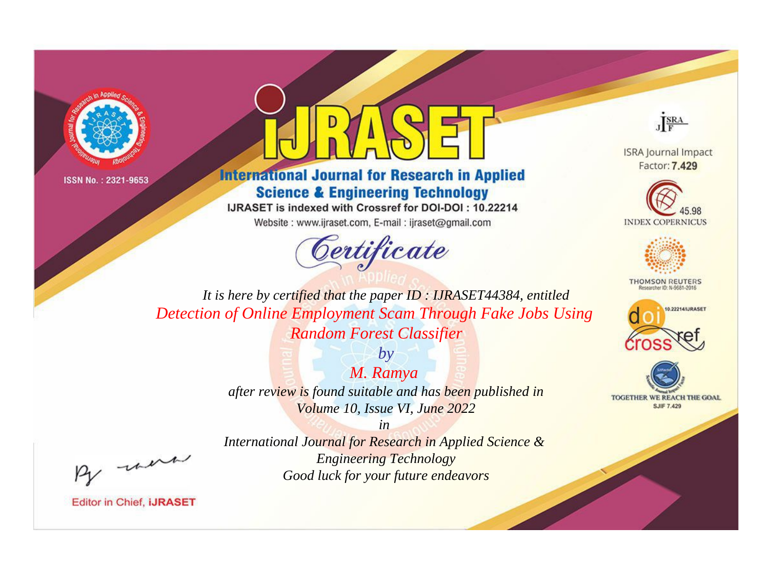ISSN No. : 2321-9653

# IJRASET

## International Journal for Research in Applied Science & Engineering Technology

IJRASET is indexed with Crossref for DOI-DOI : 10.22214

Website : www.ijraset.com, E-mail : ijraset@gmail.com

# Certificate

*It is here by certified that the paper ID : IJRASET44384, entitled*

*Detection of Online Employment Scam Through Fake Jobs Using Random Forest Classifier*

*by*

*M. Ramya*

*after review is found suitable and has been published in*

*Volume 10, Issue VI, June 2022*

*in*

*International Journal for Research in Applied Science & Engineering Technology*

*Good luck for your future endeavors*

ISRA Journal Impact Factor: **7.429**

45.98 INDEX COPERNICUS

THOMSON REUTERS Researcher ID: N-9681-2016

10.22214/IJRASET

TOGETHER WE REACH THE GOAL SJIF 7.429

Editor in Chief, **iJRASET**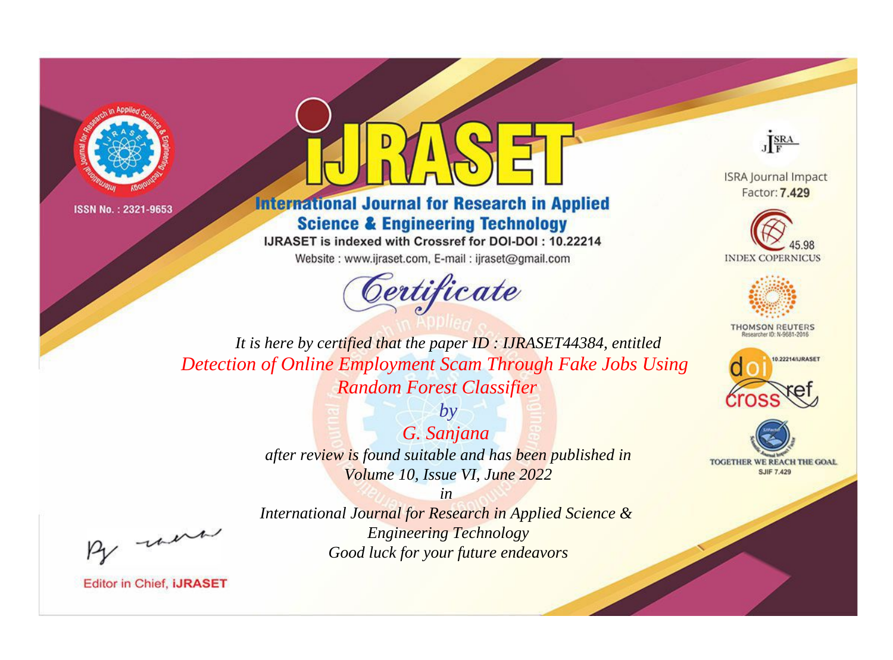ISSN No. : 2321-9653

# IJRASET

## International Journal for Research in Applied Science & Engineering Technology

IJRASET is indexed with Crossref for DOI-DOI : 10.22214

Website : www.ijraset.com, E-mail : ijraset@gmail.com

*Certificate*

*It is here by certified that the paper ID : IJRASET44384, entitled*

*Detection of Online Employment Scam Through Fake Jobs Using Random Forest Classifier*

*by*

*G. Sanjana*

*after review is found suitable and has been published in*

*Volume 10, Issue VI, June 2022*

*in*

*International Journal for Research in Applied Science & Engineering Technology*

*Good luck for your future endeavors*

ISRA Journal Impact Factor: **7.429**

45.98 INDEX COPERNICUS

THOMSON REUTERS Researcher ID: N-9681-2016

10.22214/IJRASET

TOGETHER WE REACH THE GOAL SJIF 7.429

Editor in Chief, **iJRASET**